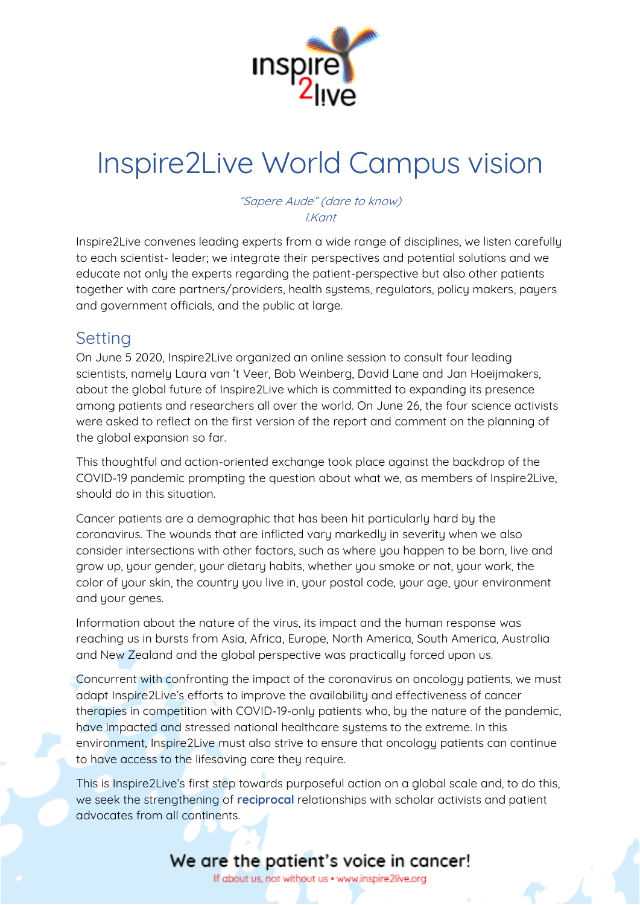# Inspire2Live World Campus vision

*"Sapere Aude" (dare to know)*
*I.Kant*

Inspire2Live convenes leading experts from a wide range of disciplines, we listen carefully to each scientist- leader; we integrate their perspectives and potential solutions and we educate not only the experts regarding the patient-perspective but also other patients together with care partners/providers, health systems, regulators, policy makers, payers and government officials, and the public at large.

## Setting

On June 5 2020, Inspire2Live organized an online session to consult four leading scientists, namely Laura van 't Veer, Bob Weinberg, David Lane and Jan Hoeijmakers, about the global future of Inspire2Live which is committed to expanding its presence among patients and researchers all over the world. On June 26, the four science activists were asked to reflect on the first version of the report and comment on the planning of the global expansion so far.

This thoughtful and action-oriented exchange took place against the backdrop of the COVID-19 pandemic prompting the question about what we, as members of Inspire2Live, should do in this situation.

Cancer patients are a demographic that has been hit particularly hard by the coronavirus. The wounds that are inflicted vary markedly in severity when we also consider intersections with other factors, such as where you happen to be born, live and grow up, your gender, your dietary habits, whether you smoke or not, your work, the color of your skin, the country you live in, your postal code, your age, your environment and your genes.

Information about the nature of the virus, its impact and the human response was reaching us in bursts from Asia, Africa, Europe, North America, South America, Australia and New Zealand and the global perspective was practically forced upon us.

Concurrent with confronting the impact of the coronavirus on oncology patients, we must adapt Inspire2Live's efforts to improve the availability and effectiveness of cancer therapies in competition with COVID-19-only patients who, by the nature of the pandemic, have impacted and stressed national healthcare systems to the extreme. In this environment, Inspire2Live must also strive to ensure that oncology patients can continue to have access to the lifesaving care they require.

This is Inspire2Live's first step towards purposeful action on a global scale and, to do this, we seek the strengthening of **reciprocal** relationships with scholar activists and patient advocates from all continents.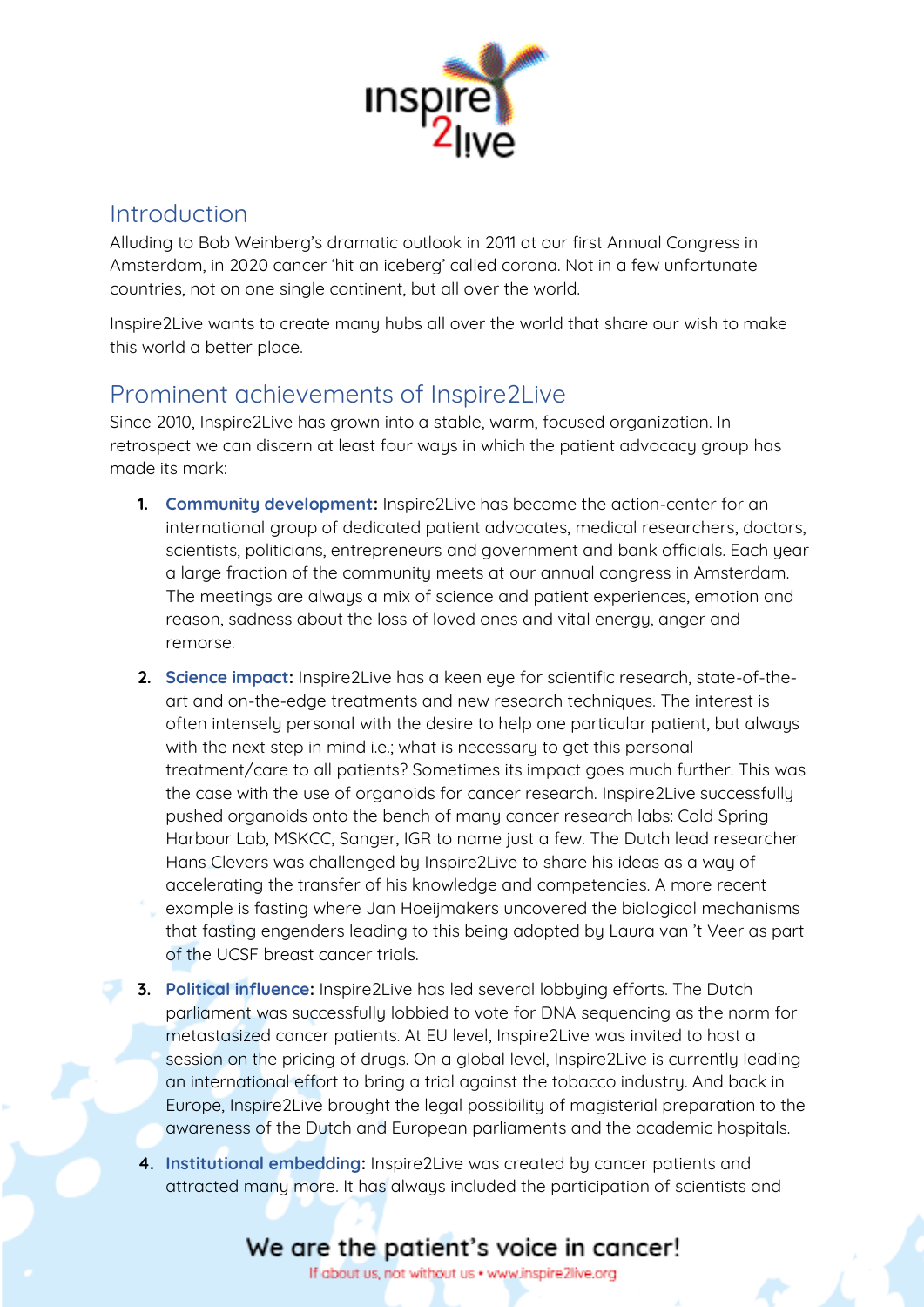## Introduction

Alluding to Bob Weinberg's dramatic outlook in 2011 at our first Annual Congress in Amsterdam, in 2020 cancer 'hit an iceberg' called corona. Not in a few unfortunate countries, not on one single continent, but all over the world.

Inspire2Live wants to create many hubs all over the world that share our wish to make this world a better place.

## Prominent achievements of Inspire2Live

Since 2010, Inspire2Live has grown into a stable, warm, focused organization. In retrospect we can discern at least four ways in which the patient advocacy group has made its mark:

1. **Community development:** Inspire2Live has become the action-center for an international group of dedicated patient advocates, medical researchers, doctors, scientists, politicians, entrepreneurs and government and bank officials. Each year a large fraction of the community meets at our annual congress in Amsterdam. The meetings are always a mix of science and patient experiences, emotion and reason, sadness about the loss of loved ones and vital energy, anger and remorse.
2. **Science impact:** Inspire2Live has a keen eye for scientific research, state-of-the-art and on-the-edge treatments and new research techniques. The interest is often intensely personal with the desire to help one particular patient, but always with the next step in mind i.e.; what is necessary to get this personal treatment/care to all patients? Sometimes its impact goes much further. This was the case with the use of organoids for cancer research. Inspire2Live successfully pushed organoids onto the bench of many cancer research labs: Cold Spring Harbour Lab, MSKCC, Sanger, IGR to name just a few. The Dutch lead researcher Hans Clevers was challenged by Inspire2Live to share his ideas as a way of accelerating the transfer of his knowledge and competencies. A more recent example is fasting where Jan Hoeijmakers uncovered the biological mechanisms that fasting engenders leading to this being adopted by Laura van 't Veer as part of the UCSF breast cancer trials.
3. **Political influence:** Inspire2Live has led several lobbying efforts. The Dutch parliament was successfully lobbied to vote for DNA sequencing as the norm for metastasized cancer patients. At EU level, Inspire2Live was invited to host a session on the pricing of drugs. On a global level, Inspire2Live is currently leading an international effort to bring a trial against the tobacco industry. And back in Europe, Inspire2Live brought the legal possibility of magisterial preparation to the awareness of the Dutch and European parliaments and the academic hospitals.
4. **Institutional embedding:** Inspire2Live was created by cancer patients and attracted many more. It has always included the participation of scientists and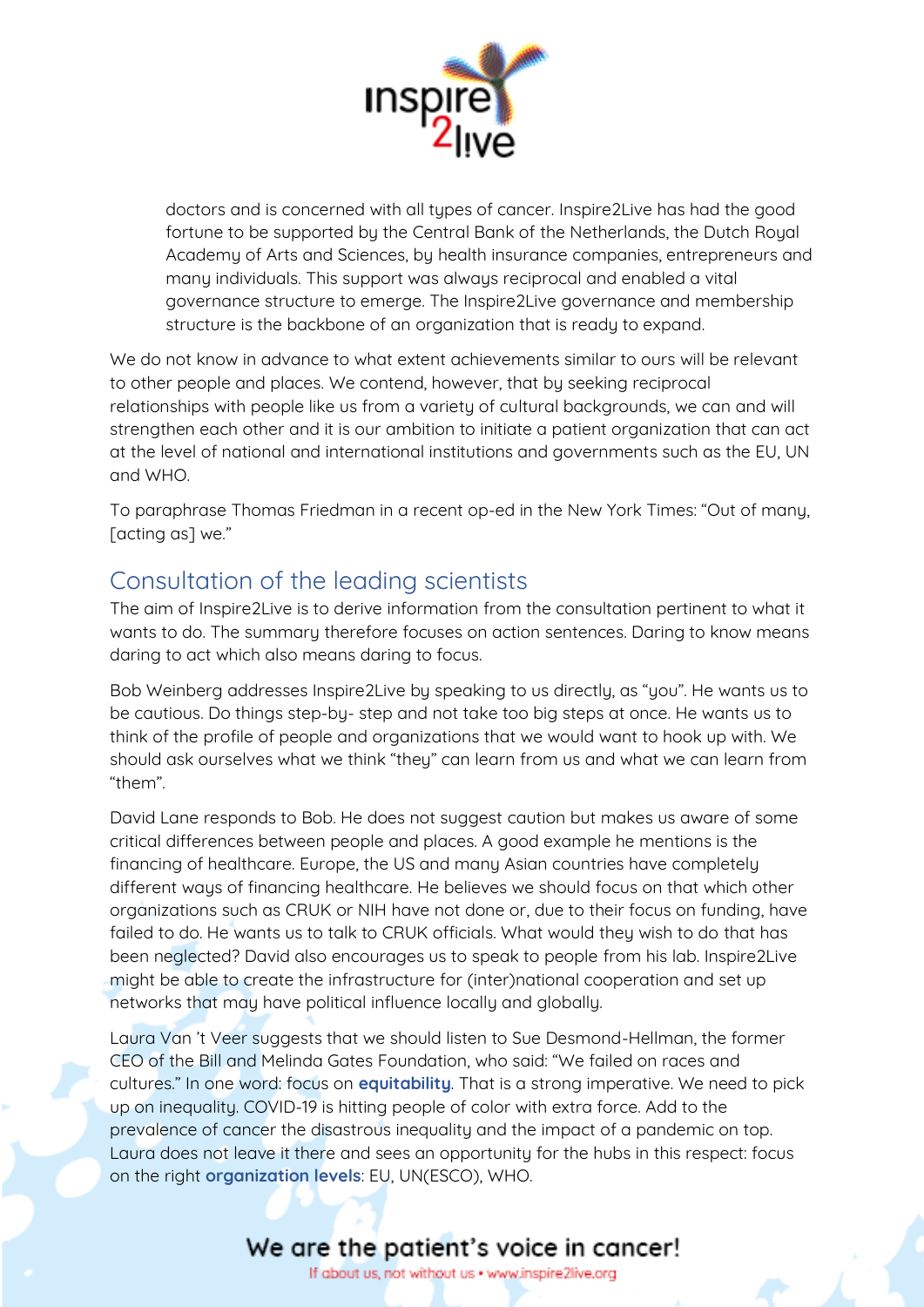doctors and is concerned with all types of cancer. Inspire2Live has had the good fortune to be supported by the Central Bank of the Netherlands, the Dutch Royal Academy of Arts and Sciences, by health insurance companies, entrepreneurs and many individuals. This support was always reciprocal and enabled a vital governance structure to emerge. The Inspire2Live governance and membership structure is the backbone of an organization that is ready to expand.

We do not know in advance to what extent achievements similar to ours will be relevant to other people and places. We contend, however, that by seeking reciprocal relationships with people like us from a variety of cultural backgrounds, we can and will strengthen each other and it is our ambition to initiate a patient organization that can act at the level of national and international institutions and governments such as the EU, UN and WHO.

To paraphrase Thomas Friedman in a recent op-ed in the New York Times: "Out of many, [acting as] we."

## Consultation of the leading scientists

The aim of Inspire2Live is to derive information from the consultation pertinent to what it wants to do. The summary therefore focuses on action sentences. Daring to know means daring to act which also means daring to focus.

Bob Weinberg addresses Inspire2Live by speaking to us directly, as "you". He wants us to be cautious. Do things step-by- step and not take too big steps at once. He wants us to think of the profile of people and organizations that we would want to hook up with. We should ask ourselves what we think "they" can learn from us and what we can learn from "them".

David Lane responds to Bob. He does not suggest caution but makes us aware of some critical differences between people and places. A good example he mentions is the financing of healthcare. Europe, the US and many Asian countries have completely different ways of financing healthcare. He believes we should focus on that which other organizations such as CRUK or NIH have not done or, due to their focus on funding, have failed to do. He wants us to talk to CRUK officials. What would they wish to do that has been neglected? David also encourages us to speak to people from his lab. Inspire2Live might be able to create the infrastructure for (inter)national cooperation and set up networks that may have political influence locally and globally.

Laura Van 't Veer suggests that we should listen to Sue Desmond-Hellman, the former CEO of the Bill and Melinda Gates Foundation, who said: "We failed on races and cultures." In one word: focus on **equitability**. That is a strong imperative. We need to pick up on inequality. COVID-19 is hitting people of color with extra force. Add to the prevalence of cancer the disastrous inequality and the impact of a pandemic on top. Laura does not leave it there and sees an opportunity for the hubs in this respect: focus on the right **organization levels**: EU, UN(ESCO), WHO.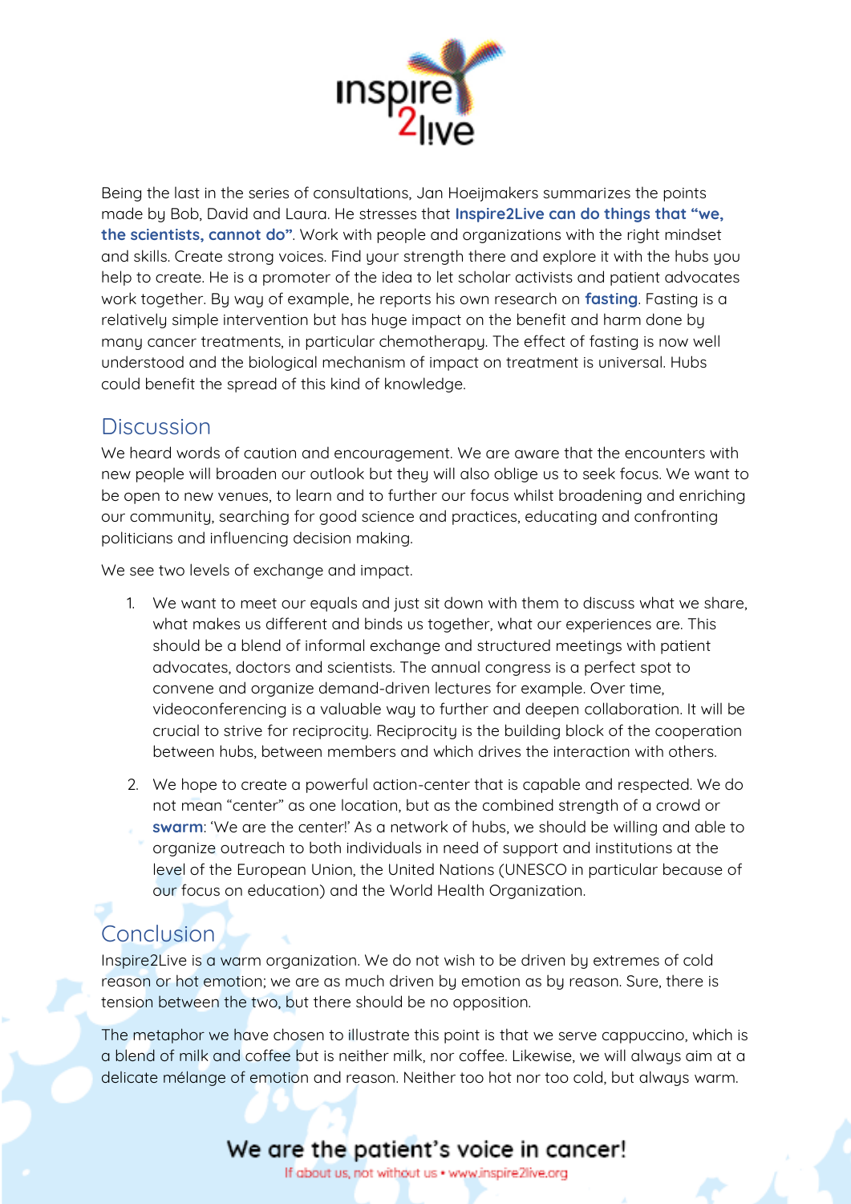Being the last in the series of consultations, Jan Hoeijmakers summarizes the points made by Bob, David and Laura. He stresses that **Inspire2Live can do things that "we, the scientists, cannot do"**. Work with people and organizations with the right mindset and skills. Create strong voices. Find your strength there and explore it with the hubs you help to create. He is a promoter of the idea to let scholar activists and patient advocates work together. By way of example, he reports his own research on **fasting**. Fasting is a relatively simple intervention but has huge impact on the benefit and harm done by many cancer treatments, in particular chemotherapy. The effect of fasting is now well understood and the biological mechanism of impact on treatment is universal. Hubs could benefit the spread of this kind of knowledge.

## Discussion

We heard words of caution and encouragement. We are aware that the encounters with new people will broaden our outlook but they will also oblige us to seek focus. We want to be open to new venues, to learn and to further our focus whilst broadening and enriching our community, searching for good science and practices, educating and confronting politicians and influencing decision making.

We see two levels of exchange and impact.

1. We want to meet our equals and just sit down with them to discuss what we share, what makes us different and binds us together, what our experiences are. This should be a blend of informal exchange and structured meetings with patient advocates, doctors and scientists. The annual congress is a perfect spot to convene and organize demand-driven lectures for example. Over time, videoconferencing is a valuable way to further and deepen collaboration. It will be crucial to strive for reciprocity. Reciprocity is the building block of the cooperation between hubs, between members and which drives the interaction with others.
2. We hope to create a powerful action-center that is capable and respected. We do not mean "center" as one location, but as the combined strength of a crowd or **swarm**: 'We are the center!' As a network of hubs, we should be willing and able to organize outreach to both individuals in need of support and institutions at the level of the European Union, the United Nations (UNESCO in particular because of our focus on education) and the World Health Organization.

## Conclusion

Inspire2Live is a warm organization. We do not wish to be driven by extremes of cold reason or hot emotion; we are as much driven by emotion as by reason. Sure, there is tension between the two, but there should be no opposition.

The metaphor we have chosen to illustrate this point is that we serve cappuccino, which is a blend of milk and coffee but is neither milk, nor coffee. Likewise, we will always aim at a delicate mélange of emotion and reason. Neither too hot nor too cold, but always warm.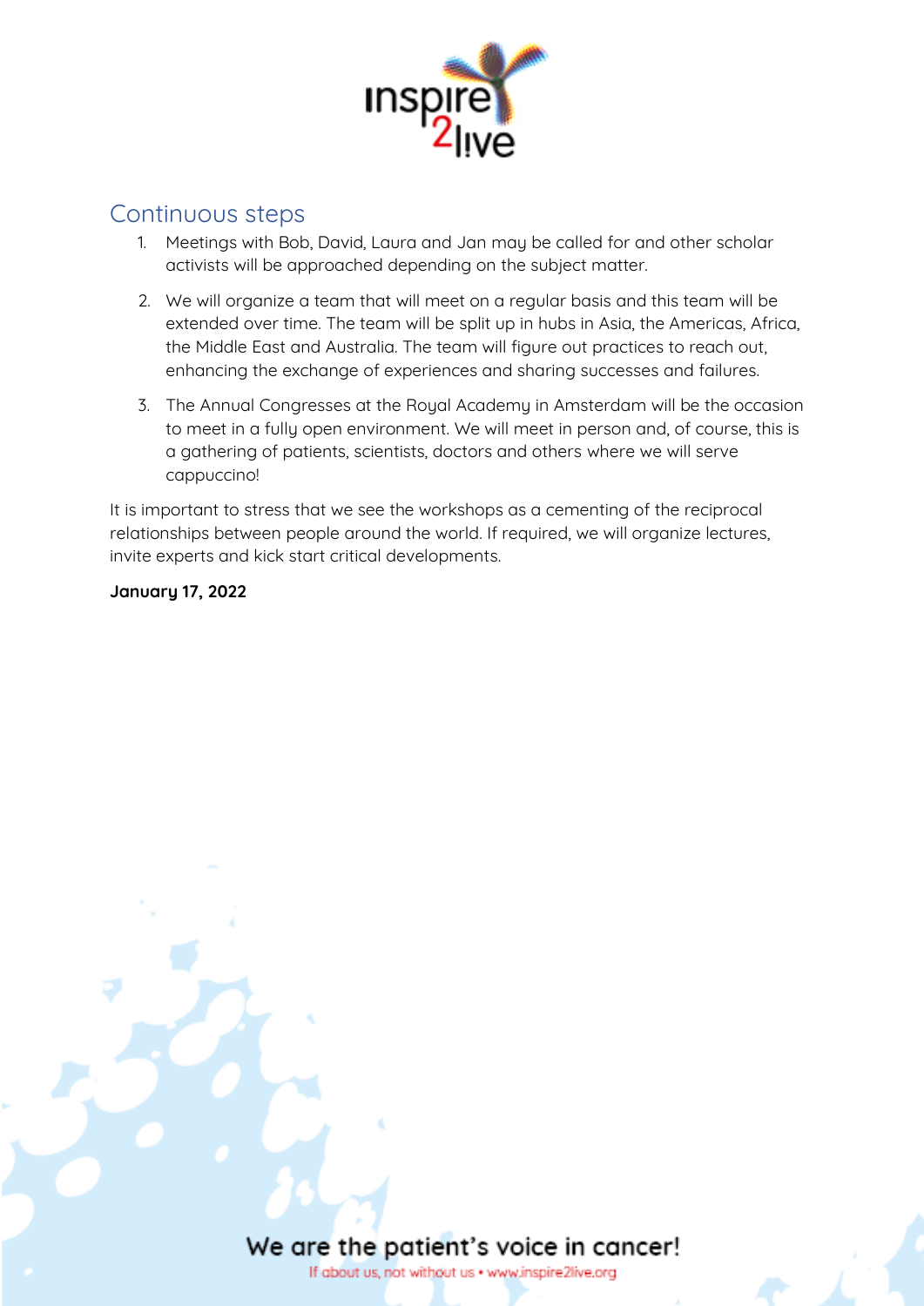## Continuous steps

1. Meetings with Bob, David, Laura and Jan may be called for and other scholar activists will be approached depending on the subject matter.
2. We will organize a team that will meet on a regular basis and this team will be extended over time. The team will be split up in hubs in Asia, the Americas, Africa, the Middle East and Australia. The team will figure out practices to reach out, enhancing the exchange of experiences and sharing successes and failures.
3. The Annual Congresses at the Royal Academy in Amsterdam will be the occasion to meet in a fully open environment. We will meet in person and, of course, this is a gathering of patients, scientists, doctors and others where we will serve cappuccino!

It is important to stress that we see the workshops as a cementing of the reciprocal relationships between people around the world. If required, we will organize lectures, invite experts and kick start critical developments.

**January 17, 2022**